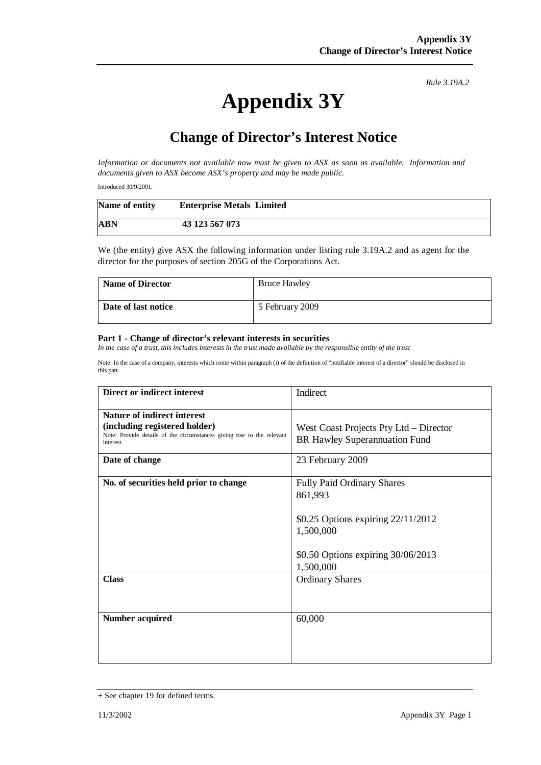*Rule 3.19A.2*

# Appendix 3Y

## Change of Director's Interest Notice

*Information or documents not available now must be given to ASX as soon as available. Information and documents given to ASX become ASX's property and may be made public.*

Introduced 30/9/2001.

| **Name of entity** | **Enterprise Metals Limited** |
|---|---|
| **ABN** | **43 123 567 073** |

We (the entity) give ASX the following information under listing rule 3.19A.2 and as agent for the director for the purposes of section 205G of the Corporations Act.

| **Name of Director** | Bruce Hawley |
|---|---|
| **Date of last notice** | 5 February 2009 |

**Part 1 - Change of director's relevant interests in securities**

*In the case of a trust, this includes interests in the trust made available by the responsible entity of the trust*

Note: In the case of a company, interests which come within paragraph (i) of the definition of "notifiable interest of a director" should be disclosed in this part.

| **Direct or indirect interest** | Indirect |
|---|---|
| **Nature of indirect interest (including registered holder)** Note: Provide details of the circumstances giving rise to the relevant interest. | West Coast Projects Pty Ltd – Director BR Hawley Superannuation Fund |
| **Date of change** | 23 February 2009 |
| **No. of securities held prior to change** | Fully Paid Ordinary Shares 861,993<br><br>$0.25 Options expiring 22/11/2012 1,500,000<br><br>$0.50 Options expiring 30/06/2013 1,500,000 |
| **Class** | Ordinary Shares |
| **Number acquired** | 60,000 |

+ See chapter 19 for defined terms.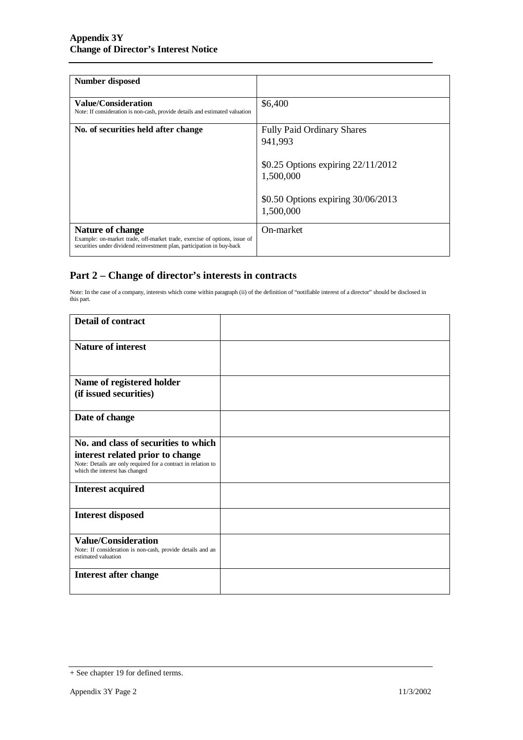| | |
|---|---|
| **Number disposed** | |
| **Value/Consideration**<br>Note: If consideration is non-cash, provide details and estimated valuation | $6,400 |
| **No. of securities held after change** | Fully Paid Ordinary Shares<br>941,993<br><br>$0.25 Options expiring 22/11/2012<br>1,500,000<br><br>$0.50 Options expiring 30/06/2013<br>1,500,000 |
| **Nature of change**<br>Example: on-market trade, off-market trade, exercise of options, issue of securities under dividend reinvestment plan, participation in buy-back | On-market |

## Part 2 – Change of director's interests in contracts

Note: In the case of a company, interests which come within paragraph (ii) of the definition of "notifiable interest of a director" should be disclosed in this part.

| | |
|---|---|
| **Detail of contract** | |
| **Nature of interest** | |
| **Name of registered holder (if issued securities)** | |
| **Date of change** | |
| **No. and class of securities to which interest related prior to change**<br>Note: Details are only required for a contract in relation to which the interest has changed | |
| **Interest acquired** | |
| **Interest disposed** | |
| **Value/Consideration**<br>Note: If consideration is non-cash, provide details and an estimated valuation | |
| **Interest after change** | |

+ See chapter 19 for defined terms.